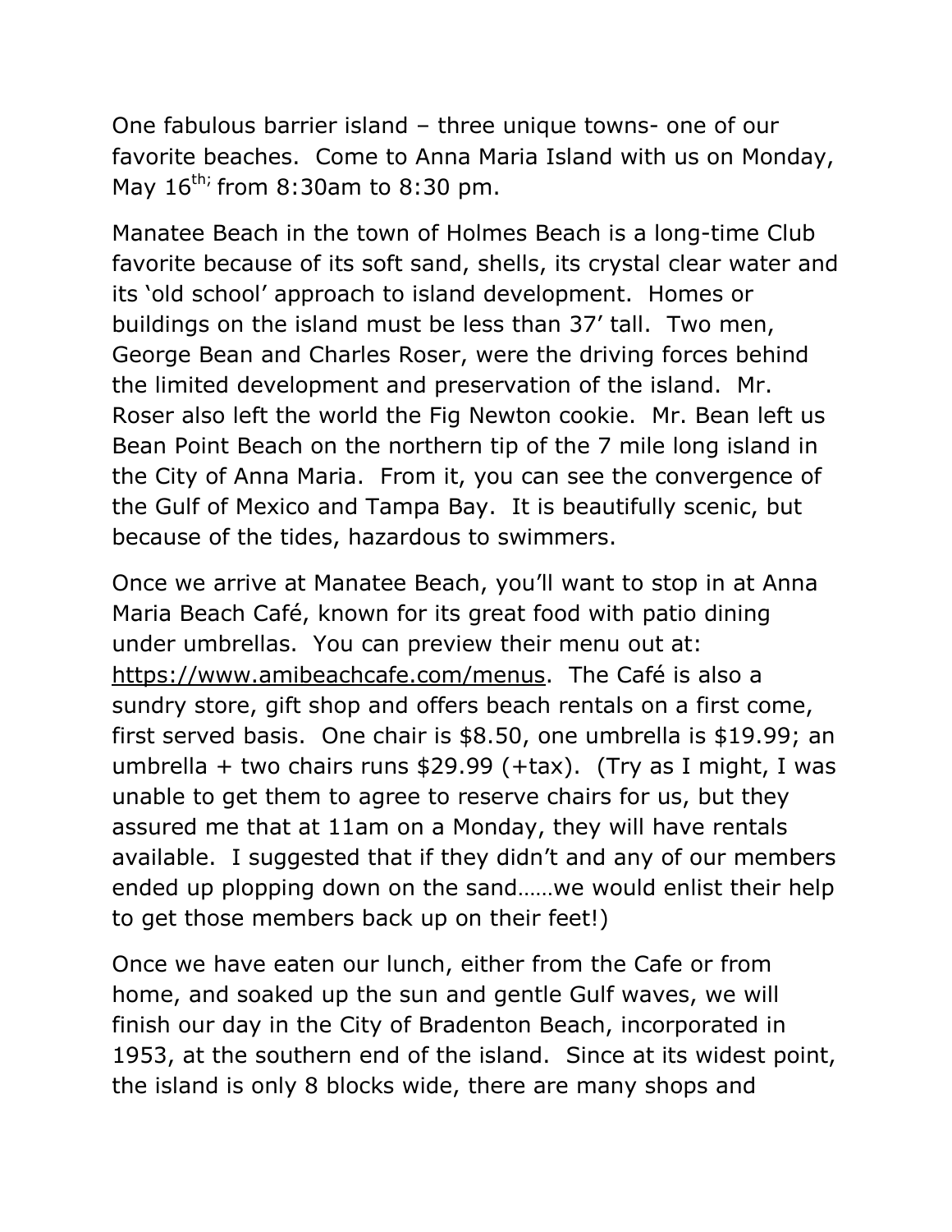One fabulous barrier island – three unique towns- one of our favorite beaches. Come to Anna Maria Island with us on Monday, May 16th; from 8:30am to 8:30 pm.

Manatee Beach in the town of Holmes Beach is a long-time Club favorite because of its soft sand, shells, its crystal clear water and its 'old school' approach to island development. Homes or buildings on the island must be less than 37' tall. Two men, George Bean and Charles Roser, were the driving forces behind the limited development and preservation of the island. Mr. Roser also left the world the Fig Newton cookie. Mr. Bean left us Bean Point Beach on the northern tip of the 7 mile long island in the City of Anna Maria. From it, you can see the convergence of the Gulf of Mexico and Tampa Bay. It is beautifully scenic, but because of the tides, hazardous to swimmers.

Once we arrive at Manatee Beach, you'll want to stop in at Anna Maria Beach Café, known for its great food with patio dining under umbrellas. You can preview their menu out at: https://www.amibeachcafe.com/menus. The Café is also a sundry store, gift shop and offers beach rentals on a first come, first served basis. One chair is $8.50, one umbrella is $19.99; an umbrella + two chairs runs $29.99 (+tax). (Try as I might, I was unable to get them to agree to reserve chairs for us, but they assured me that at 11am on a Monday, they will have rentals available. I suggested that if they didn't and any of our members ended up plopping down on the sand……we would enlist their help to get those members back up on their feet!)

Once we have eaten our lunch, either from the Cafe or from home, and soaked up the sun and gentle Gulf waves, we will finish our day in the City of Bradenton Beach, incorporated in 1953, at the southern end of the island. Since at its widest point, the island is only 8 blocks wide, there are many shops and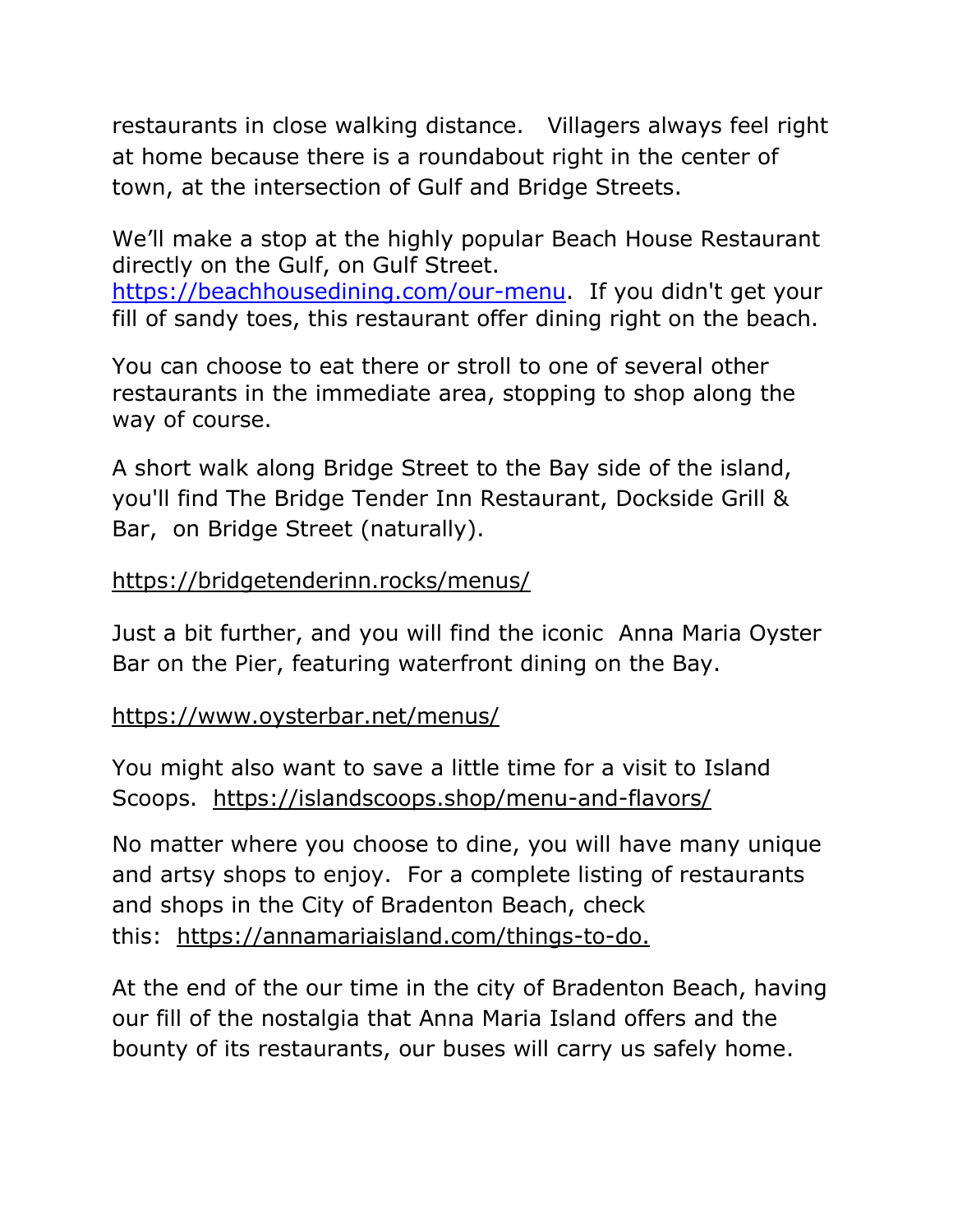restaurants in close walking distance. Villagers always feel right at home because there is a roundabout right in the center of town, at the intersection of Gulf and Bridge Streets.

We'll make a stop at the highly popular Beach House Restaurant directly on the Gulf, on Gulf Street. https://beachhousedining.com/our-menu. If you didn't get your fill of sandy toes, this restaurant offer dining right on the beach.

You can choose to eat there or stroll to one of several other restaurants in the immediate area, stopping to shop along the way of course.

A short walk along Bridge Street to the Bay side of the island, you'll find The Bridge Tender Inn Restaurant, Dockside Grill & Bar, on Bridge Street (naturally).

https://bridgetenderinn.rocks/menus/

Just a bit further, and you will find the iconic Anna Maria Oyster Bar on the Pier, featuring waterfront dining on the Bay.

https://www.oysterbar.net/menus/

You might also want to save a little time for a visit to Island Scoops. https://islandscoops.shop/menu-and-flavors/

No matter where you choose to dine, you will have many unique and artsy shops to enjoy. For a complete listing of restaurants and shops in the City of Bradenton Beach, check this: https://annamariaisland.com/things-to-do.

At the end of the our time in the city of Bradenton Beach, having our fill of the nostalgia that Anna Maria Island offers and the bounty of its restaurants, our buses will carry us safely home.